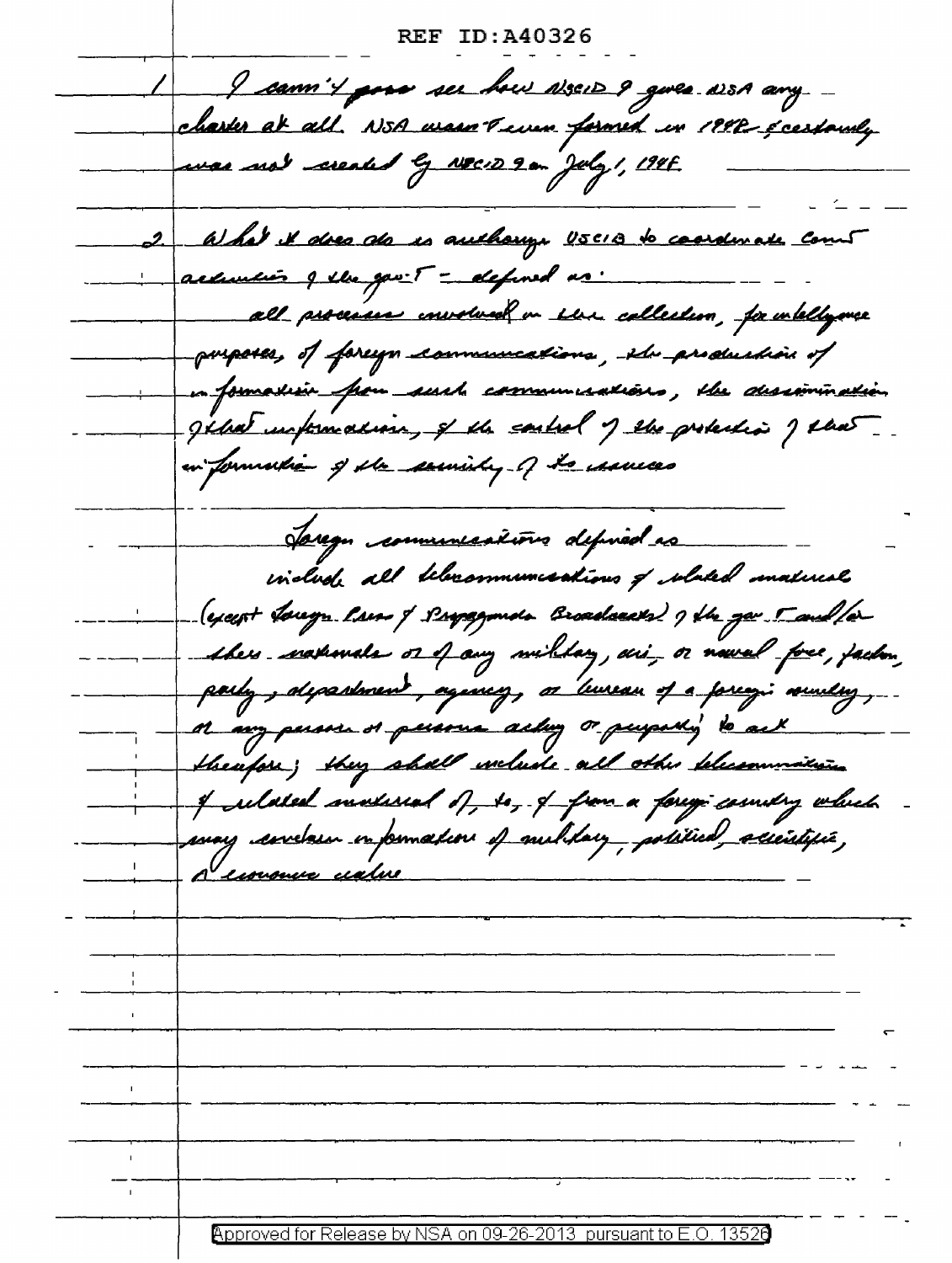1. I cann't ~~pass~~ see how NSCID 9 gives NSA any charter at all. NSA wasn't even formed in 1948 & certainly was not created by NSCID 9 on July 1, 1948.

2. What it does do is authorize USCIB to coordinate Comint activities of the gov't - defined as:

all processes involved in the collection, for intelligence purposes, of foreign communications, the production of information from such communications, the dissemination of that information, & the control of the protection of that information & the security of its sources

Foreign communications defined as

include all telecommunications & related material (except Foreign Press & Propaganda Broadcasts) of the gov't and/or their nationals or of any military, air, or naval force, faction, party, department, agency, or bureau of a foreign country, or any person or persons acting or purporting to act therefore; they shall include all other telecommunications & related material of, to, & from a foreign country which may contain information of military, political, scientific, or economic value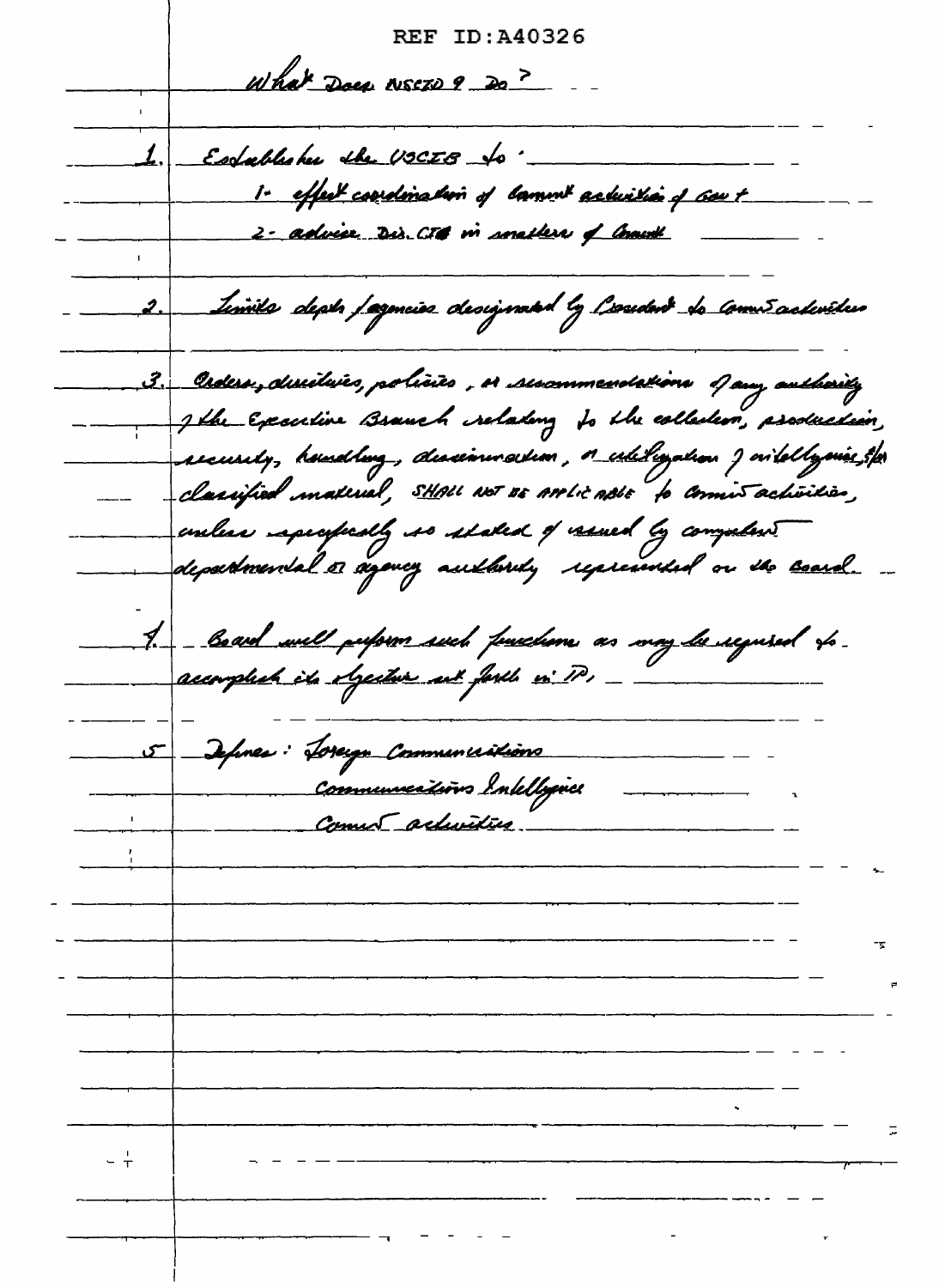REF ID:A40326

What Does NSCID 9 Do?

1. Establishes the USCIB to:
   1- effect coordination of Comint activities of Gov't
   2- advise Dir. CIA in matters of Comint

2. Limits depts/agencies designated by President to Comint activities

3. Orders, directives, policies, or recommendations of any authority of the Executive Branch relating to the collection, production, security, handling, dissemination, or utilization of intelligence &/or classified material, SHALL NOT BE APPLICABLE to Comint activities, unless specifically so stated & issued by competent departmental or agency authority represented on the Board.

4. Board will perform such functions as may be required to accomplish its objective set forth in 1,

5. Defines: Foreign Communications
   Communications Intelligence
   Comint activities